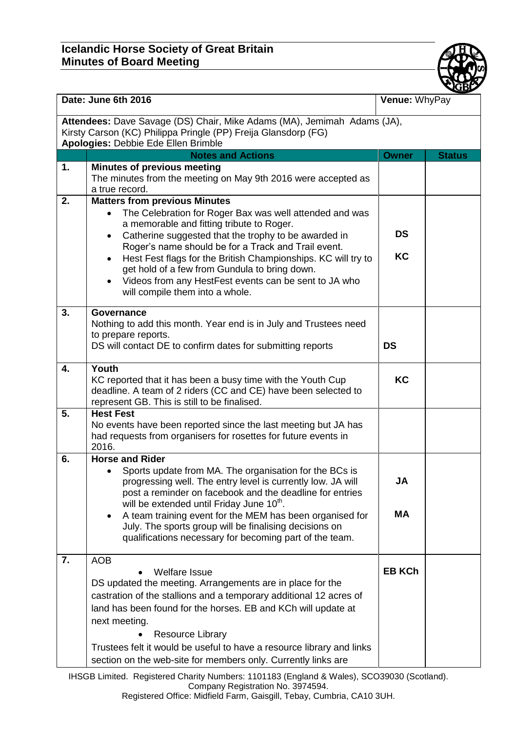# Icelandic Horse Society of Great Britain
## Minutes of Board Meeting

| Date: June 6th 2016 | | Venue: WhyPay | |
|---|---|---|---|
| **Attendees:** Dave Savage (DS) Chair, Mike Adams (MA), Jemimah Adams (JA), Kirsty Carson (KC) Philippa Pringle (PP) Freija Glansdorp (FG)<br>**Apologies:** Debbie Ede Ellen Brimble | | | |
| | **Notes and Actions** | **Owner** | **Status** |
| **1.** | **Minutes of previous meeting**<br>The minutes from the meeting on May 9th 2016 were accepted as a true record. | | |
| **2.** | **Matters from previous Minutes**<br>• The Celebration for Roger Bax was well attended and was a memorable and fitting tribute to Roger.<br>• Catherine suggested that the trophy to be awarded in Roger's name should be for a Track and Trail event.<br>• Hest Fest flags for the British Championships. KC will try to get hold of a few from Gundula to bring down.<br>• Videos from any HestFest events can be sent to JA who will compile them into a whole. | **DS**<br>**KC** | |
| **3.** | **Governance**<br>Nothing to add this month. Year end is in July and Trustees need to prepare reports.<br>DS will contact DE to confirm dates for submitting reports | **DS** | |
| **4.** | **Youth**<br>KC reported that it has been a busy time with the Youth Cup deadline. A team of 2 riders (CC and CE) have been selected to represent GB. This is still to be finalised. | **KC** | |
| **5.** | **Hest Fest**<br>No events have been reported since the last meeting but JA has had requests from organisers for rosettes for future events in 2016. | | |
| **6.** | **Horse and Rider**<br>• Sports update from MA. The organisation for the BCs is progressing well. The entry level is currently low. JA will post a reminder on facebook and the deadline for entries will be extended until Friday June 10th.<br>• A team training event for the MEM has been organised for July. The sports group will be finalising decisions on qualifications necessary for becoming part of the team. | **JA**<br>**MA** | |
| **7.** | AOB<br>• Welfare Issue<br>DS updated the meeting. Arrangements are in place for the castration of the stallions and a temporary additional 12 acres of land has been found for the horses. EB and KCh will update at next meeting.<br>• Resource Library<br>Trustees felt it would be useful to have a resource library and links section on the web-site for members only. Currently links are | **EB KCh** | |

IHSGB Limited. Registered Charity Numbers: 1101183 (England & Wales), SCO39030 (Scotland). Company Registration No. 3974594.
Registered Office: Midfield Farm, Gaisgill, Tebay, Cumbria, CA10 3UH.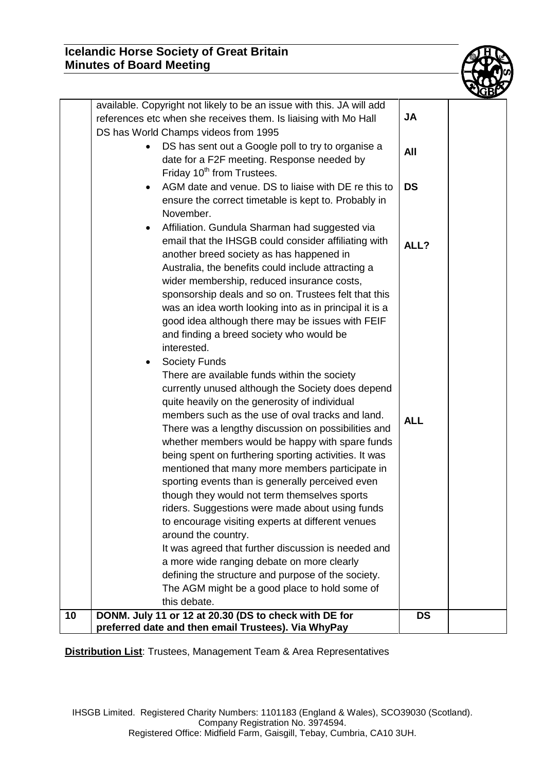| | | | |
|---|---|---|---|
| | available. Copyright not likely to be an issue with this. JA will add references etc when she receives them. Is liaising with Mo Hall<br>DS has World Champs videos from 1995 | **JA** | |
| | • DS has sent out a Google poll to try to organise a date for a F2F meeting. Response needed by Friday 10th from Trustees. | **All** | |
| | • AGM date and venue. DS to liaise with DE re this to ensure the correct timetable is kept to. Probably in November. | **DS** | |
| | • Affiliation. Gundula Sharman had suggested via email that the IHSGB could consider affiliating with another breed society as has happened in Australia, the benefits could include attracting a wider membership, reduced insurance costs, sponsorship deals and so on. Trustees felt that this was an idea worth looking into as in principal it is a good idea although there may be issues with FEIF and finding a breed society who would be interested. | **ALL?** | |
| | • Society Funds<br>There are available funds within the society currently unused although the Society does depend quite heavily on the generosity of individual members such as the use of oval tracks and land. There was a lengthy discussion on possibilities and whether members would be happy with spare funds being spent on furthering sporting activities. It was mentioned that many more members participate in sporting events than is generally perceived even though they would not term themselves sports riders. Suggestions were made about using funds to encourage visiting experts at different venues around the country.<br>It was agreed that further discussion is needed and a more wide ranging debate on more clearly defining the structure and purpose of the society. The AGM might be a good place to hold some of this debate. | **ALL** | |
| **10** | **DONM. July 11 or 12 at 20.30 (DS to check with DE for preferred date and then email Trustees). Via WhyPay** | **DS** | |

**Distribution List**: Trustees, Management Team & Area Representatives

IHSGB Limited. Registered Charity Numbers: 1101183 (England & Wales), SCO39030 (Scotland).
Company Registration No. 3974594.
Registered Office: Midfield Farm, Gaisgill, Tebay, Cumbria, CA10 3UH.